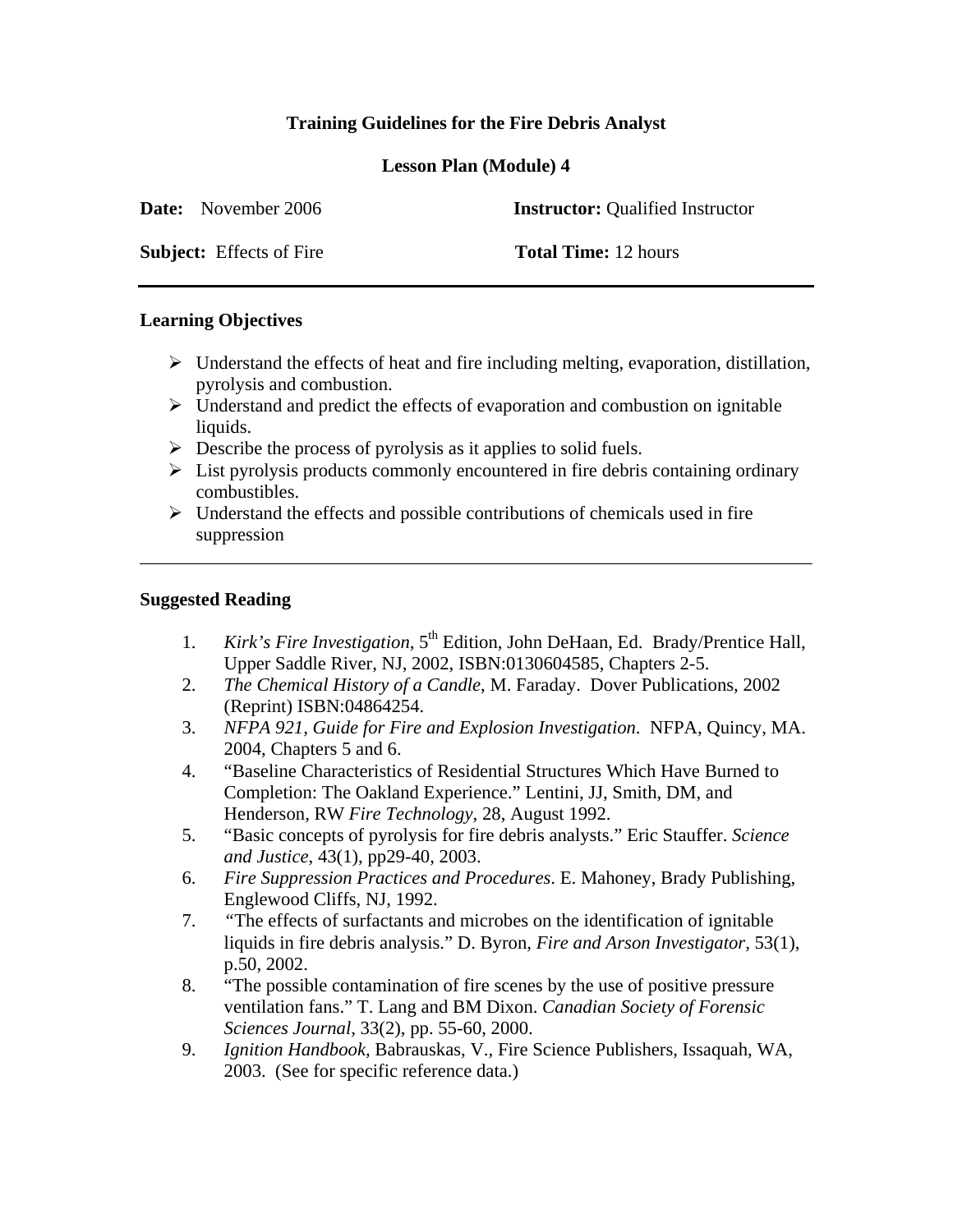**Training Guidelines for the Fire Debris Analyst**

**Lesson Plan (Module) 4**

**Date:** November 2006 **Instructor:** Qualified Instructor

**Subject:** Effects of Fire **Total Time:** 12 hours

---

## Learning Objectives

- Understand the effects of heat and fire including melting, evaporation, distillation, pyrolysis and combustion.
- Understand and predict the effects of evaporation and combustion on ignitable liquids.
- Describe the process of pyrolysis as it applies to solid fuels.
- List pyrolysis products commonly encountered in fire debris containing ordinary combustibles.
- Understand the effects and possible contributions of chemicals used in fire suppression

---

## Suggested Reading

1. *Kirk's Fire Investigation*, 5th Edition, John DeHaan, Ed. Brady/Prentice Hall, Upper Saddle River, NJ, 2002, ISBN:0130604585, Chapters 2-5.
2. *The Chemical History of a Candle*, M. Faraday. Dover Publications, 2002 (Reprint) ISBN:04864254.
3. *NFPA 921, Guide for Fire and Explosion Investigation*. NFPA, Quincy, MA. 2004, Chapters 5 and 6.
4. "Baseline Characteristics of Residential Structures Which Have Burned to Completion: The Oakland Experience." Lentini, JJ, Smith, DM, and Henderson, RW *Fire Technology*, 28, August 1992.
5. "Basic concepts of pyrolysis for fire debris analysts." Eric Stauffer. *Science and Justice*, 43(1), pp29-40, 2003.
6. *Fire Suppression Practices and Procedures*. E. Mahoney, Brady Publishing, Englewood Cliffs, NJ, 1992.
7. "The effects of surfactants and microbes on the identification of ignitable liquids in fire debris analysis." D. Byron, *Fire and Arson Investigator*, 53(1), p.50, 2002.
8. "The possible contamination of fire scenes by the use of positive pressure ventilation fans." T. Lang and BM Dixon. *Canadian Society of Forensic Sciences Journal*, 33(2), pp. 55-60, 2000.
9. *Ignition Handbook*, Babrauskas, V., Fire Science Publishers, Issaquah, WA, 2003. (See for specific reference data.)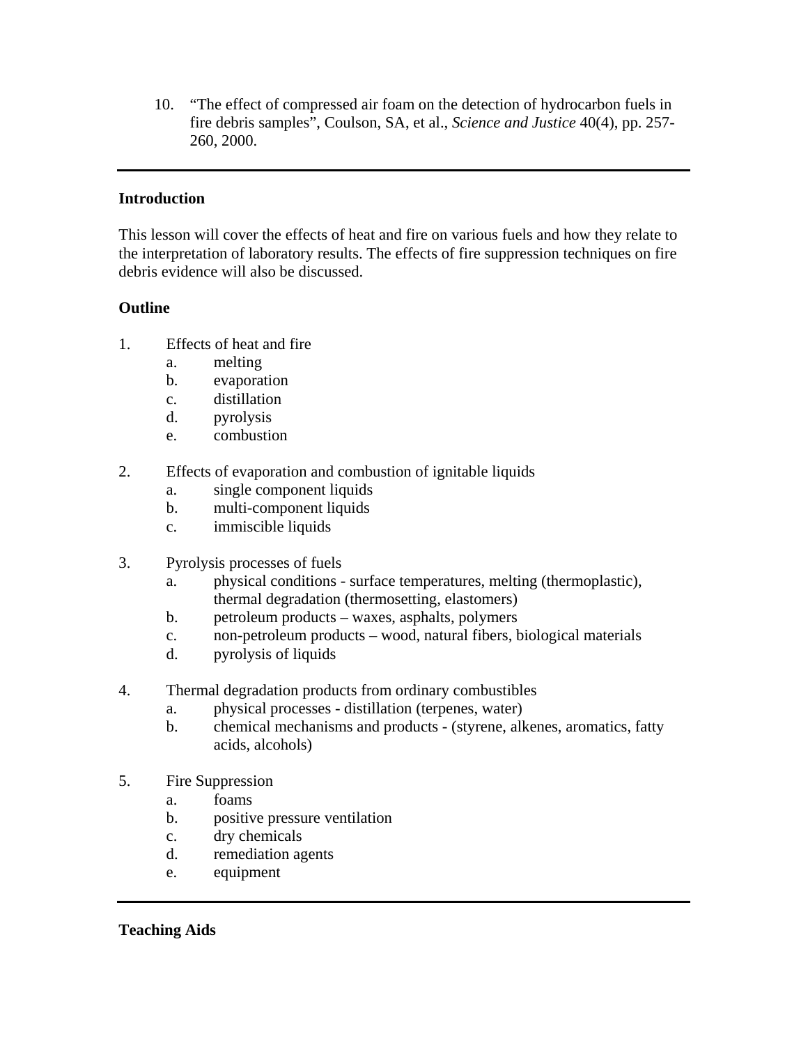10. "The effect of compressed air foam on the detection of hydrocarbon fuels in fire debris samples", Coulson, SA, et al., *Science and Justice* 40(4), pp. 257-260, 2000.

---

**Introduction**

This lesson will cover the effects of heat and fire on various fuels and how they relate to the interpretation of laboratory results. The effects of fire suppression techniques on fire debris evidence will also be discussed.

**Outline**

1. Effects of heat and fire
   a. melting
   b. evaporation
   c. distillation
   d. pyrolysis
   e. combustion

2. Effects of evaporation and combustion of ignitable liquids
   a. single component liquids
   b. multi-component liquids
   c. immiscible liquids

3. Pyrolysis processes of fuels
   a. physical conditions - surface temperatures, melting (thermoplastic), thermal degradation (thermosetting, elastomers)
   b. petroleum products – waxes, asphalts, polymers
   c. non-petroleum products – wood, natural fibers, biological materials
   d. pyrolysis of liquids

4. Thermal degradation products from ordinary combustibles
   a. physical processes - distillation (terpenes, water)
   b. chemical mechanisms and products - (styrene, alkenes, aromatics, fatty acids, alcohols)

5. Fire Suppression
   a. foams
   b. positive pressure ventilation
   c. dry chemicals
   d. remediation agents
   e. equipment

---

**Teaching Aids**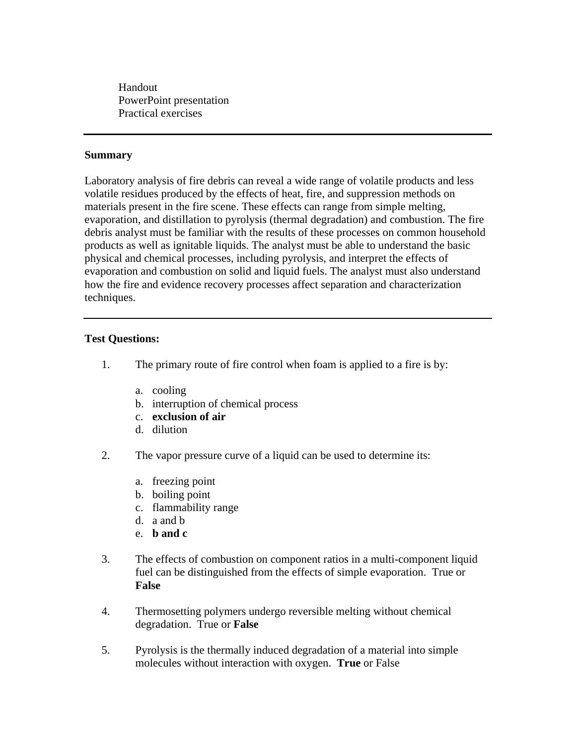Handout
PowerPoint presentation
Practical exercises

---

**Summary**

Laboratory analysis of fire debris can reveal a wide range of volatile products and less volatile residues produced by the effects of heat, fire, and suppression methods on materials present in the fire scene. These effects can range from simple melting, evaporation, and distillation to pyrolysis (thermal degradation) and combustion. The fire debris analyst must be familiar with the results of these processes on common household products as well as ignitable liquids. The analyst must be able to understand the basic physical and chemical processes, including pyrolysis, and interpret the effects of evaporation and combustion on solid and liquid fuels. The analyst must also understand how the fire and evidence recovery processes affect separation and characterization techniques.

---

**Test Questions:**

1. The primary route of fire control when foam is applied to a fire is by:

   a. cooling
   b. interruption of chemical process
   c. **exclusion of air**
   d. dilution

2. The vapor pressure curve of a liquid can be used to determine its:

   a. freezing point
   b. boiling point
   c. flammability range
   d. a and b
   e. **b and c**

3. The effects of combustion on component ratios in a multi-component liquid fuel can be distinguished from the effects of simple evaporation. True or **False**

4. Thermosetting polymers undergo reversible melting without chemical degradation. True or **False**

5. Pyrolysis is the thermally induced degradation of a material into simple molecules without interaction with oxygen. **True** or False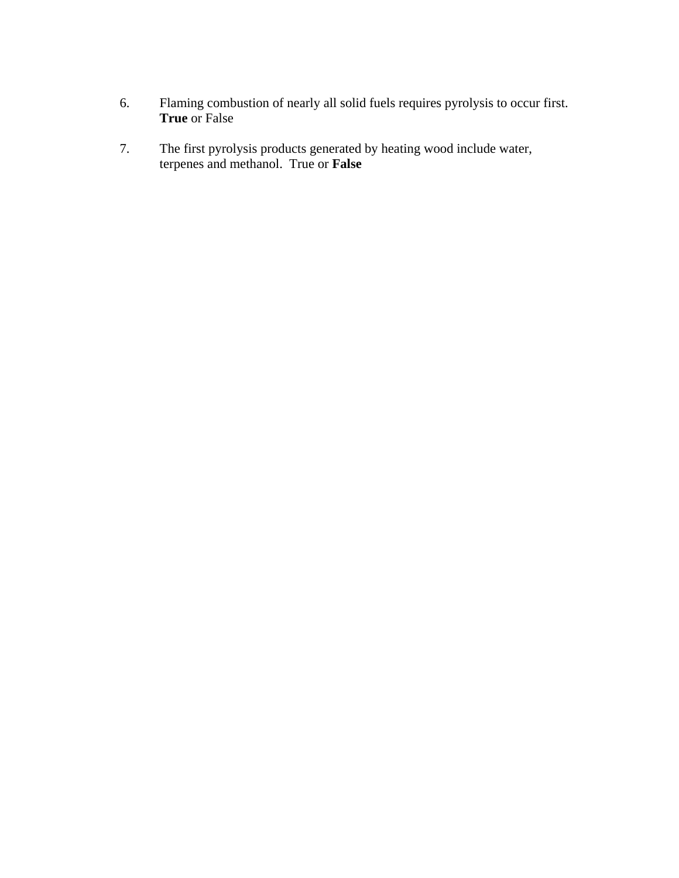6. Flaming combustion of nearly all solid fuels requires pyrolysis to occur first. **True** or False

7. The first pyrolysis products generated by heating wood include water, terpenes and methanol. True or **False**